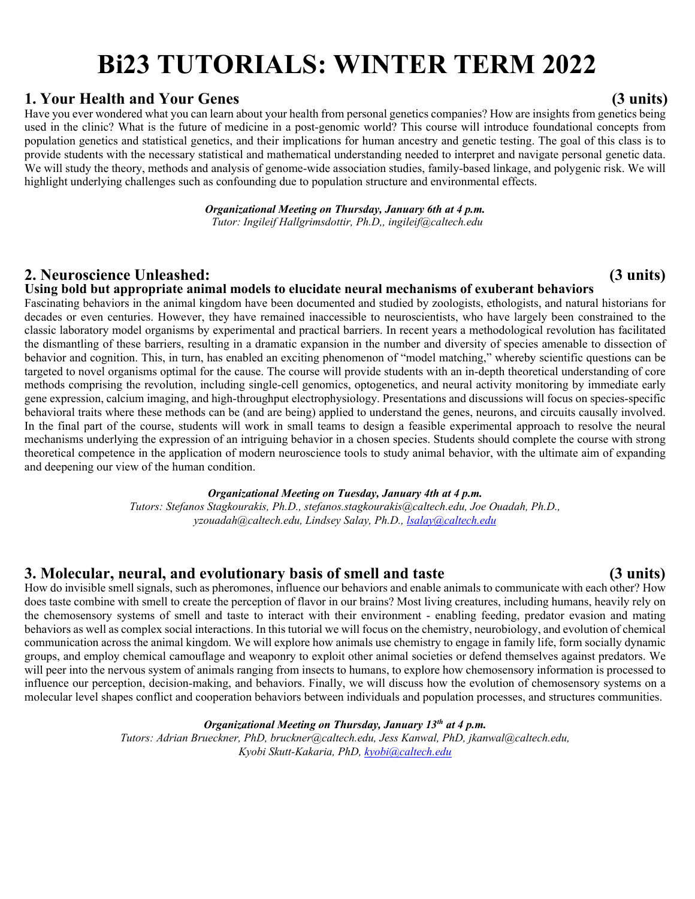# Bi23 TUTORIALS: WINTER TERM 2022

## 1. Your Health and Your Genes (3 units)

Have you ever wondered what you can learn about your health from personal genetics companies? How are insights from genetics being used in the clinic? What is the future of medicine in a post-genomic world? This course will introduce foundational concepts from population genetics and statistical genetics, and their implications for human ancestry and genetic testing. The goal of this class is to provide students with the necessary statistical and mathematical understanding needed to interpret and navigate personal genetic data. We will study the theory, methods and analysis of genome-wide association studies, family-based linkage, and polygenic risk. We will highlight underlying challenges such as confounding due to population structure and environmental effects.

***Organizational Meeting on Thursday, January 6th at 4 p.m.***
*Tutor: Ingileif Hallgrimsdottir, Ph.D., ingileif@caltech.edu*

## 2. Neuroscience Unleashed: (3 units)

**Using bold but appropriate animal models to elucidate neural mechanisms of exuberant behaviors**

Fascinating behaviors in the animal kingdom have been documented and studied by zoologists, ethologists, and natural historians for decades or even centuries. However, they have remained inaccessible to neuroscientists, who have largely been constrained to the classic laboratory model organisms by experimental and practical barriers. In recent years a methodological revolution has facilitated the dismantling of these barriers, resulting in a dramatic expansion in the number and diversity of species amenable to dissection of behavior and cognition. This, in turn, has enabled an exciting phenomenon of "model matching," whereby scientific questions can be targeted to novel organisms optimal for the cause. The course will provide students with an in-depth theoretical understanding of core methods comprising the revolution, including single-cell genomics, optogenetics, and neural activity monitoring by immediate early gene expression, calcium imaging, and high-throughput electrophysiology. Presentations and discussions will focus on species-specific behavioral traits where these methods can be (and are being) applied to understand the genes, neurons, and circuits causally involved. In the final part of the course, students will work in small teams to design a feasible experimental approach to resolve the neural mechanisms underlying the expression of an intriguing behavior in a chosen species. Students should complete the course with strong theoretical competence in the application of modern neuroscience tools to study animal behavior, with the ultimate aim of expanding and deepening our view of the human condition.

***Organizational Meeting on Tuesday, January 4th at 4 p.m.***
*Tutors: Stefanos Stagkourakis, Ph.D., stefanos.stagkourakis@caltech.edu, Joe Ouadah, Ph.D., yzouadah@caltech.edu, Lindsey Salay, Ph.D., lsalay@caltech.edu*

## 3. Molecular, neural, and evolutionary basis of smell and taste (3 units)

How do invisible smell signals, such as pheromones, influence our behaviors and enable animals to communicate with each other? How does taste combine with smell to create the perception of flavor in our brains? Most living creatures, including humans, heavily rely on the chemosensory systems of smell and taste to interact with their environment - enabling feeding, predator evasion and mating behaviors as well as complex social interactions. In this tutorial we will focus on the chemistry, neurobiology, and evolution of chemical communication across the animal kingdom. We will explore how animals use chemistry to engage in family life, form socially dynamic groups, and employ chemical camouflage and weaponry to exploit other animal societies or defend themselves against predators. We will peer into the nervous system of animals ranging from insects to humans, to explore how chemosensory information is processed to influence our perception, decision-making, and behaviors. Finally, we will discuss how the evolution of chemosensory systems on a molecular level shapes conflict and cooperation behaviors between individuals and population processes, and structures communities.

***Organizational Meeting on Thursday, January 13th at 4 p.m.***
*Tutors: Adrian Brueckner, PhD, bruckner@caltech.edu, Jess Kanwal, PhD, jkanwal@caltech.edu, Kyobi Skutt-Kakaria, PhD, kyobi@caltech.edu*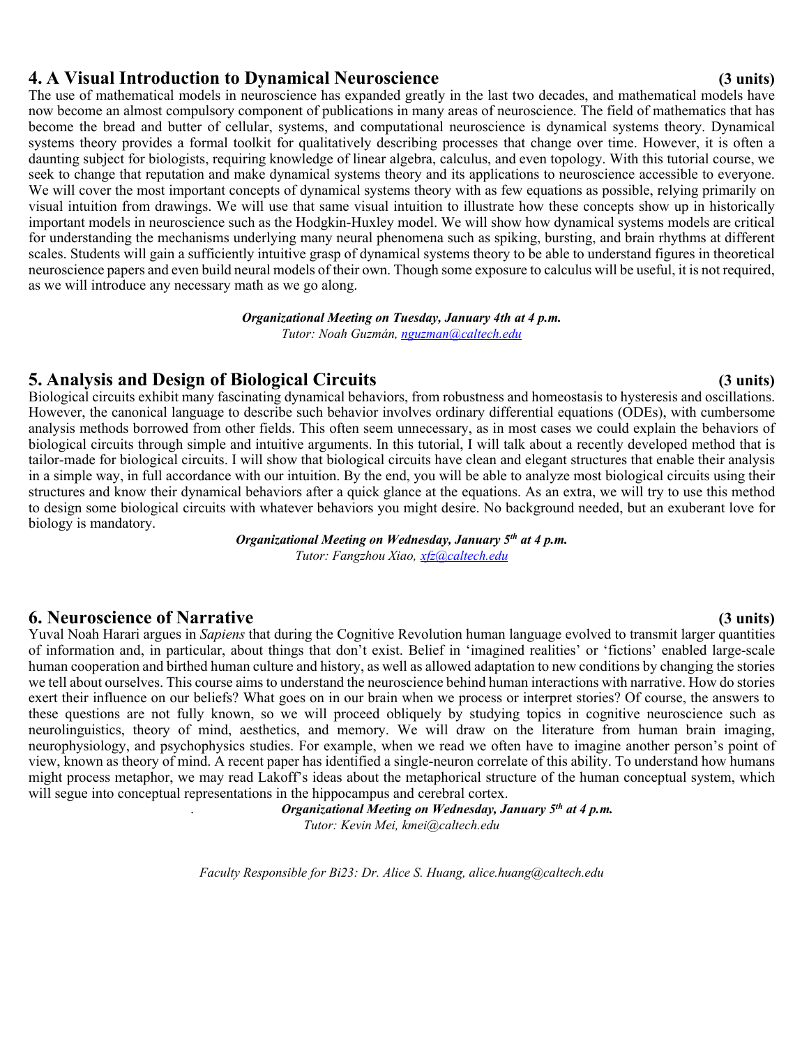## 4. A Visual Introduction to Dynamical Neuroscience (3 units)

The use of mathematical models in neuroscience has expanded greatly in the last two decades, and mathematical models have now become an almost compulsory component of publications in many areas of neuroscience. The field of mathematics that has become the bread and butter of cellular, systems, and computational neuroscience is dynamical systems theory. Dynamical systems theory provides a formal toolkit for qualitatively describing processes that change over time. However, it is often a daunting subject for biologists, requiring knowledge of linear algebra, calculus, and even topology. With this tutorial course, we seek to change that reputation and make dynamical systems theory and its applications to neuroscience accessible to everyone. We will cover the most important concepts of dynamical systems theory with as few equations as possible, relying primarily on visual intuition from drawings. We will use that same visual intuition to illustrate how these concepts show up in historically important models in neuroscience such as the Hodgkin-Huxley model. We will show how dynamical systems models are critical for understanding the mechanisms underlying many neural phenomena such as spiking, bursting, and brain rhythms at different scales. Students will gain a sufficiently intuitive grasp of dynamical systems theory to be able to understand figures in theoretical neuroscience papers and even build neural models of their own. Though some exposure to calculus will be useful, it is not required, as we will introduce any necessary math as we go along.

***Organizational Meeting on Tuesday, January 4th at 4 p.m.***
*Tutor: Noah Guzmán, nguzman@caltech.edu*

## 5. Analysis and Design of Biological Circuits (3 units)

Biological circuits exhibit many fascinating dynamical behaviors, from robustness and homeostasis to hysteresis and oscillations. However, the canonical language to describe such behavior involves ordinary differential equations (ODEs), with cumbersome analysis methods borrowed from other fields. This often seem unnecessary, as in most cases we could explain the behaviors of biological circuits through simple and intuitive arguments. In this tutorial, I will talk about a recently developed method that is tailor-made for biological circuits. I will show that biological circuits have clean and elegant structures that enable their analysis in a simple way, in full accordance with our intuition. By the end, you will be able to analyze most biological circuits using their structures and know their dynamical behaviors after a quick glance at the equations. As an extra, we will try to use this method to design some biological circuits with whatever behaviors you might desire. No background needed, but an exuberant love for biology is mandatory.

***Organizational Meeting on Wednesday, January 5th at 4 p.m.***
*Tutor: Fangzhou Xiao, xfz@caltech.edu*

## 6. Neuroscience of Narrative (3 units)

Yuval Noah Harari argues in *Sapiens* that during the Cognitive Revolution human language evolved to transmit larger quantities of information and, in particular, about things that don't exist. Belief in 'imagined realities' or 'fictions' enabled large-scale human cooperation and birthed human culture and history, as well as allowed adaptation to new conditions by changing the stories we tell about ourselves. This course aims to understand the neuroscience behind human interactions with narrative. How do stories exert their influence on our beliefs? What goes on in our brain when we process or interpret stories? Of course, the answers to these questions are not fully known, so we will proceed obliquely by studying topics in cognitive neuroscience such as neurolinguistics, theory of mind, aesthetics, and memory. We will draw on the literature from human brain imaging, neurophysiology, and psychophysics studies. For example, when we read we often have to imagine another person's point of view, known as theory of mind. A recent paper has identified a single-neuron correlate of this ability. To understand how humans might process metaphor, we may read Lakoff's ideas about the metaphorical structure of the human conceptual system, which will segue into conceptual representations in the hippocampus and cerebral cortex.

***Organizational Meeting on Wednesday, January 5th at 4 p.m.***
*Tutor: Kevin Mei, kmei@caltech.edu*

*Faculty Responsible for Bi23: Dr. Alice S. Huang, alice.huang@caltech.edu*